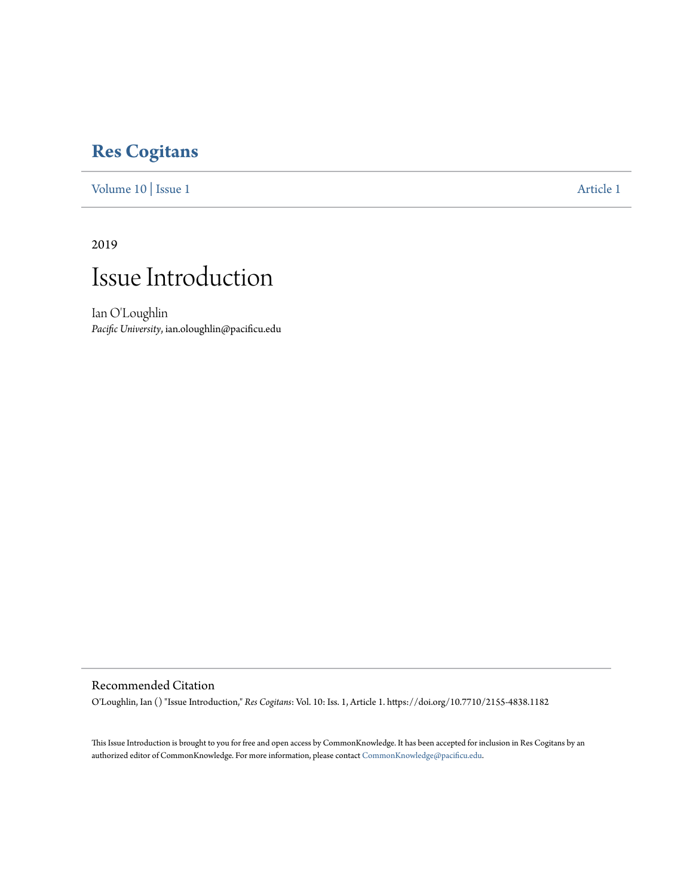# Res Cogitans

Volume 10 | Issue 1 Article 1

2019

# Issue Introduction

Ian O'Loughlin
*Pacific University*, ian.oloughlin@pacificu.edu

## Recommended Citation

O'Loughlin, Ian () "Issue Introduction," *Res Cogitans*: Vol. 10: Iss. 1, Article 1. https://doi.org/10.7710/2155-4838.1182

This Issue Introduction is brought to you for free and open access by CommonKnowledge. It has been accepted for inclusion in Res Cogitans by an authorized editor of CommonKnowledge. For more information, please contact CommonKnowledge@pacificu.edu.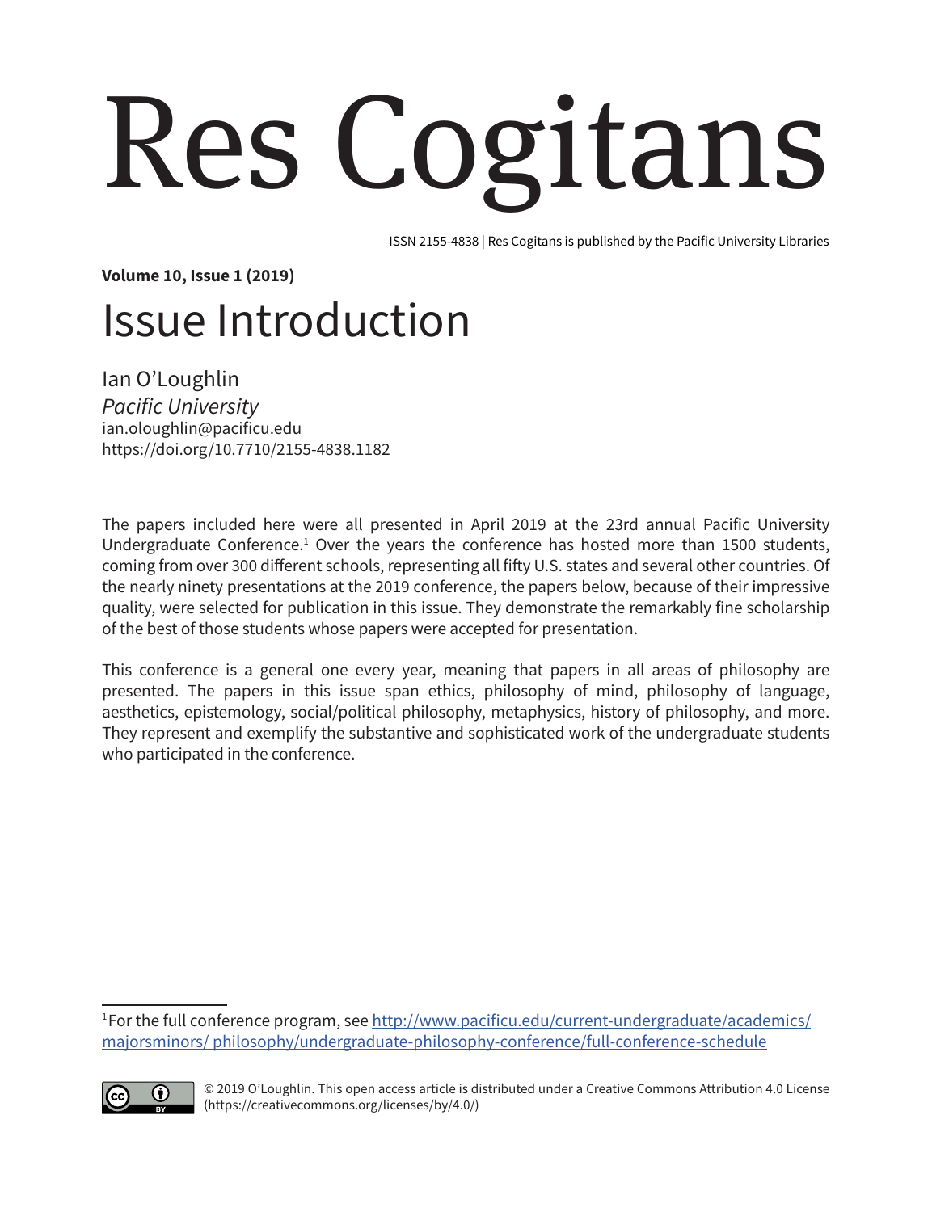# Res Cogitans

ISSN 2155-4838 | Res Cogitans is published by the Pacific University Libraries

**Volume 10, Issue 1 (2019)**

# Issue Introduction

Ian O'Loughlin
*Pacific University*
ian.oloughlin@pacificu.edu
https://doi.org/10.7710/2155-4838.1182

The papers included here were all presented in April 2019 at the 23rd annual Pacific University Undergraduate Conference.[1] Over the years the conference has hosted more than 1500 students, coming from over 300 different schools, representing all fifty U.S. states and several other countries. Of the nearly ninety presentations at the 2019 conference, the papers below, because of their impressive quality, were selected for publication in this issue. They demonstrate the remarkably fine scholarship of the best of those students whose papers were accepted for presentation.

This conference is a general one every year, meaning that papers in all areas of philosophy are presented. The papers in this issue span ethics, philosophy of mind, philosophy of language, aesthetics, epistemology, social/political philosophy, metaphysics, history of philosophy, and more. They represent and exemplify the substantive and sophisticated work of the undergraduate students who participated in the conference.

---

[1] For the full conference program, see http://www.pacificu.edu/current-undergraduate/academics/majorsminors/ philosophy/undergraduate-philosophy-conference/full-conference-schedule

© 2019 O'Loughlin. This open access article is distributed under a Creative Commons Attribution 4.0 License (https://creativecommons.org/licenses/by/4.0/)